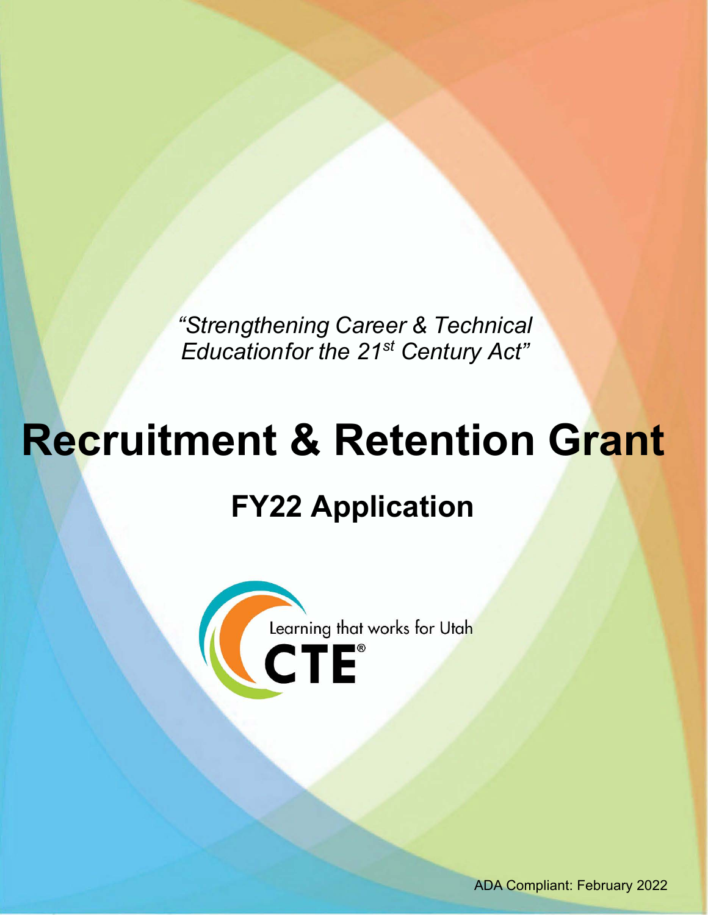*"Strengthening Career & Technical Educationfor the 21st Century Act"*

# Recruitment & Retention Grant

## FY22 Application

Learning that works for Utah

CTE®

ADA Compliant: February 2022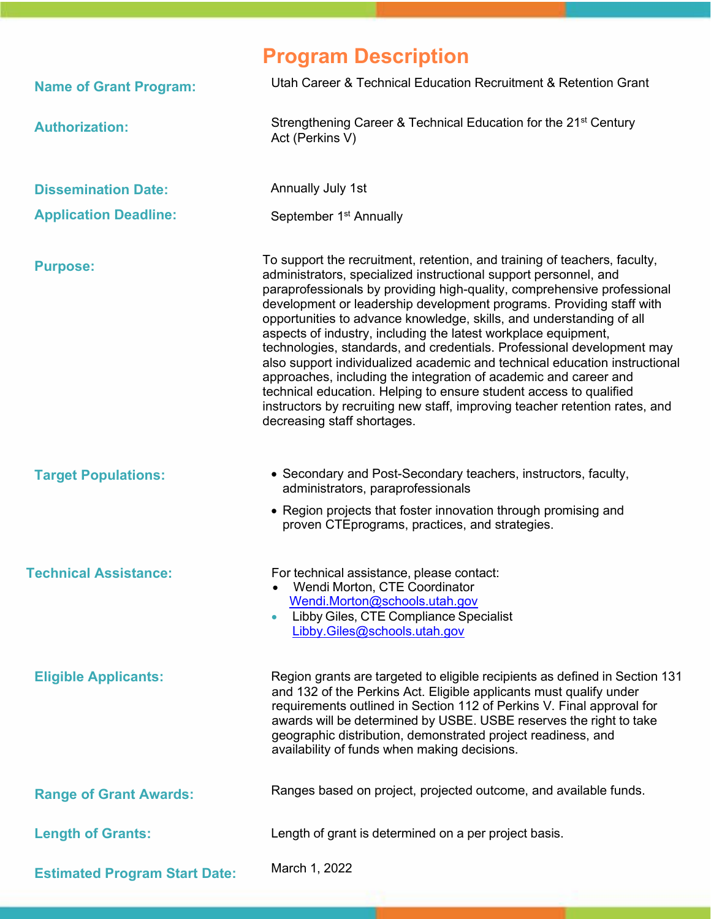# Program Description

**Name of Grant Program:** Utah Career & Technical Education Recruitment & Retention Grant

**Authorization:** Strengthening Career & Technical Education for the 21st Century Act (Perkins V)

**Dissemination Date:** Annually July 1st

**Application Deadline:** September 1st Annually

**Purpose:** To support the recruitment, retention, and training of teachers, faculty, administrators, specialized instructional support personnel, and paraprofessionals by providing high-quality, comprehensive professional development or leadership development programs. Providing staff with opportunities to advance knowledge, skills, and understanding of all aspects of industry, including the latest workplace equipment, technologies, standards, and credentials. Professional development may also support individualized academic and technical education instructional approaches, including the integration of academic and career and technical education. Helping to ensure student access to qualified instructors by recruiting new staff, improving teacher retention rates, and decreasing staff shortages.

**Target Populations:**

- Secondary and Post-Secondary teachers, instructors, faculty, administrators, paraprofessionals
- Region projects that foster innovation through promising and proven CTEprograms, practices, and strategies.

**Technical Assistance:**

For technical assistance, please contact:

- Wendi Morton, CTE Coordinator
  Wendi.Morton@schools.utah.gov
- Libby Giles, CTE Compliance Specialist
  Libby.Giles@schools.utah.gov

**Eligible Applicants:** Region grants are targeted to eligible recipients as defined in Section 131 and 132 of the Perkins Act. Eligible applicants must qualify under requirements outlined in Section 112 of Perkins V. Final approval for awards will be determined by USBE. USBE reserves the right to take geographic distribution, demonstrated project readiness, and availability of funds when making decisions.

**Range of Grant Awards:** Ranges based on project, projected outcome, and available funds.

**Length of Grants:** Length of grant is determined on a per project basis.

**Estimated Program Start Date:** March 1, 2022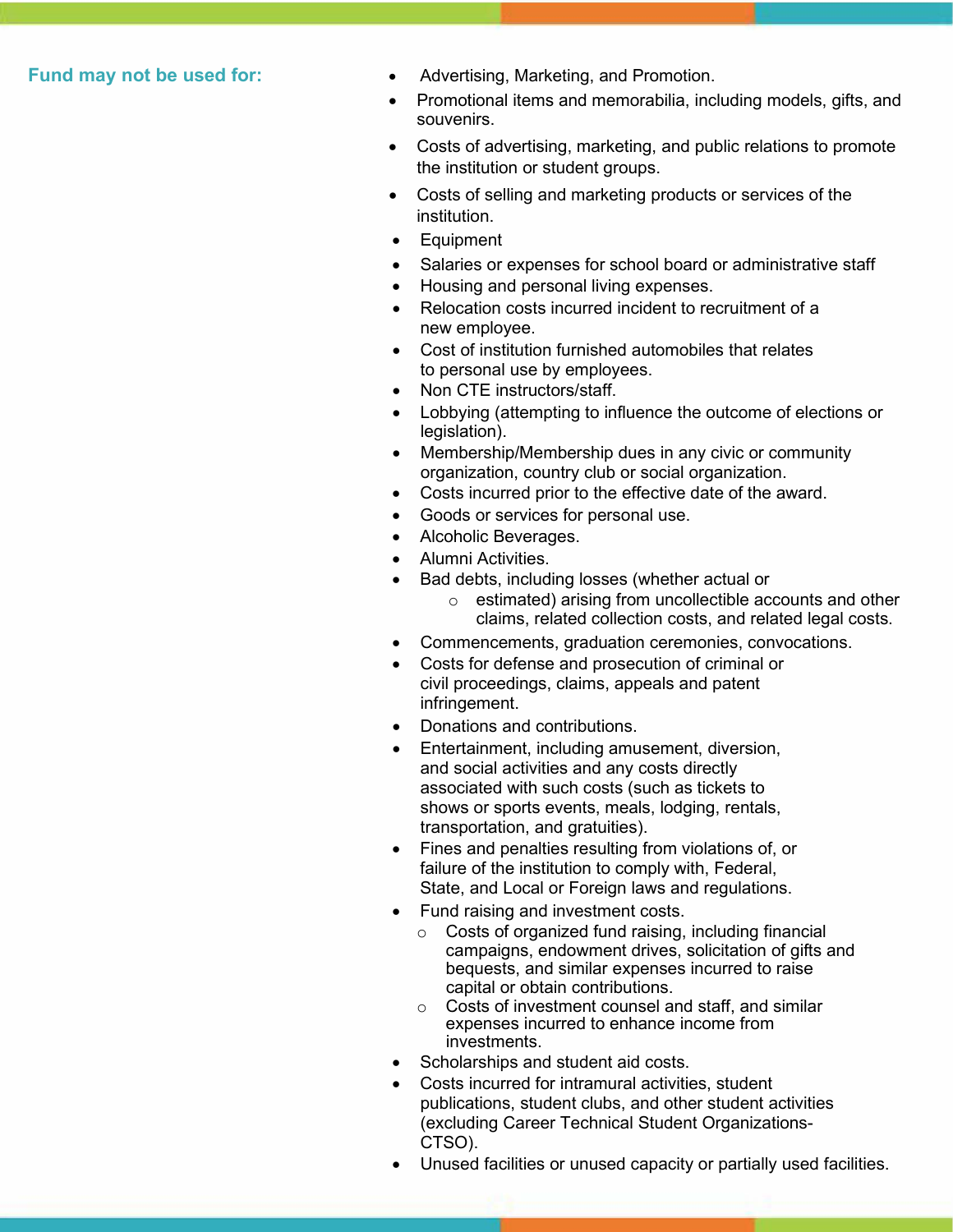**Fund may not be used for:**

- Advertising, Marketing, and Promotion.
- Promotional items and memorabilia, including models, gifts, and souvenirs.
- Costs of advertising, marketing, and public relations to promote the institution or student groups.
- Costs of selling and marketing products or services of the institution.
- Equipment
- Salaries or expenses for school board or administrative staff
- Housing and personal living expenses.
- Relocation costs incurred incident to recruitment of a new employee.
- Cost of institution furnished automobiles that relates to personal use by employees.
- Non CTE instructors/staff.
- Lobbying (attempting to influence the outcome of elections or legislation).
- Membership/Membership dues in any civic or community organization, country club or social organization.
- Costs incurred prior to the effective date of the award.
- Goods or services for personal use.
- Alcoholic Beverages.
- Alumni Activities.
- Bad debts, including losses (whether actual or
    - estimated) arising from uncollectible accounts and other claims, related collection costs, and related legal costs.
- Commencements, graduation ceremonies, convocations.
- Costs for defense and prosecution of criminal or civil proceedings, claims, appeals and patent infringement.
- Donations and contributions.
- Entertainment, including amusement, diversion, and social activities and any costs directly associated with such costs (such as tickets to shows or sports events, meals, lodging, rentals, transportation, and gratuities).
- Fines and penalties resulting from violations of, or failure of the institution to comply with, Federal, State, and Local or Foreign laws and regulations.
- Fund raising and investment costs.
    - Costs of organized fund raising, including financial campaigns, endowment drives, solicitation of gifts and bequests, and similar expenses incurred to raise capital or obtain contributions.
    - Costs of investment counsel and staff, and similar expenses incurred to enhance income from investments.
- Scholarships and student aid costs.
- Costs incurred for intramural activities, student publications, student clubs, and other student activities (excluding Career Technical Student Organizations-CTSO).
- Unused facilities or unused capacity or partially used facilities.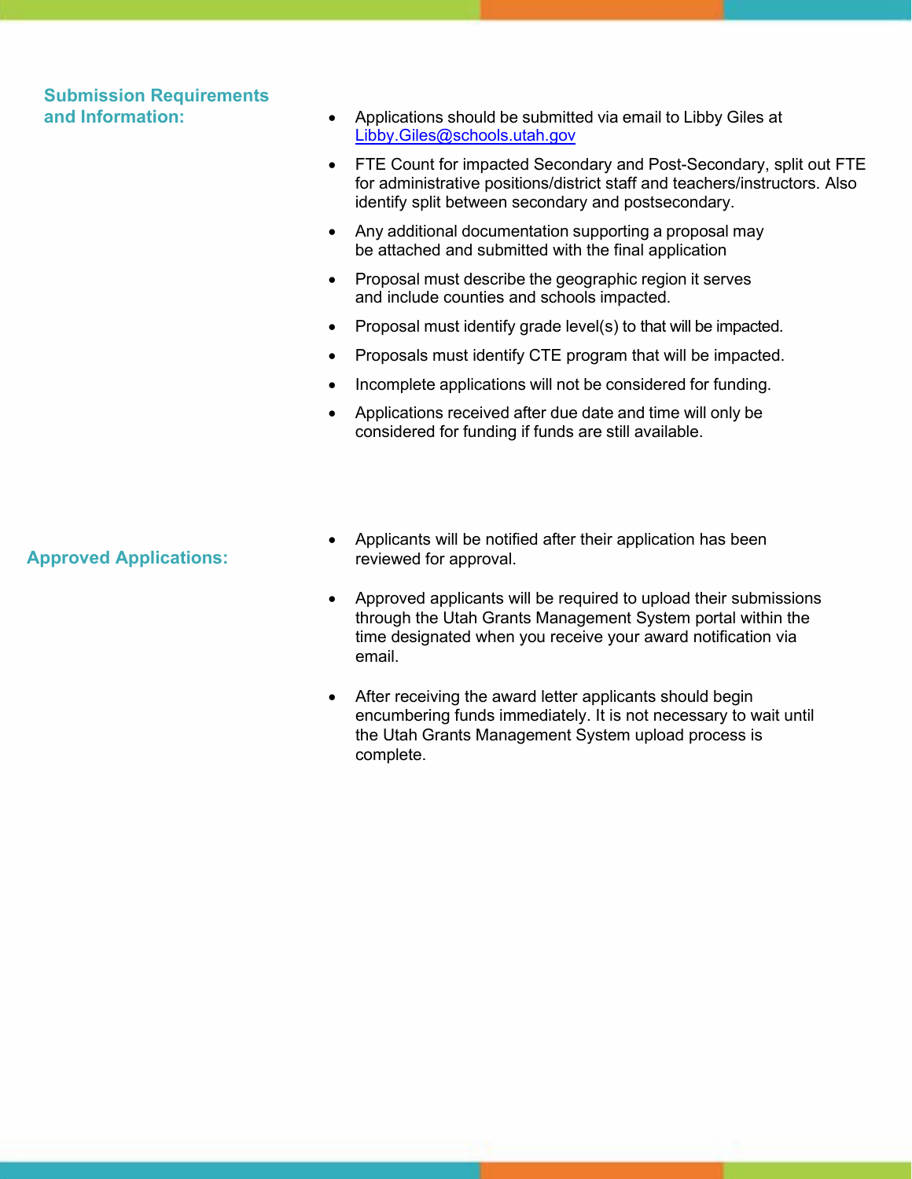### Submission Requirements and Information:

- Applications should be submitted via email to Libby Giles at Libby.Giles@schools.utah.gov
- FTE Count for impacted Secondary and Post-Secondary, split out FTE for administrative positions/district staff and teachers/instructors. Also identify split between secondary and postsecondary.
- Any additional documentation supporting a proposal may be attached and submitted with the final application
- Proposal must describe the geographic region it serves and include counties and schools impacted.
- Proposal must identify grade level(s) to that will be impacted.
- Proposals must identify CTE program that will be impacted.
- Incomplete applications will not be considered for funding.
- Applications received after due date and time will only be considered for funding if funds are still available.

### Approved Applications:

- Applicants will be notified after their application has been reviewed for approval.
- Approved applicants will be required to upload their submissions through the Utah Grants Management System portal within the time designated when you receive your award notification via email.
- After receiving the award letter applicants should begin encumbering funds immediately. It is not necessary to wait until the Utah Grants Management System upload process is complete.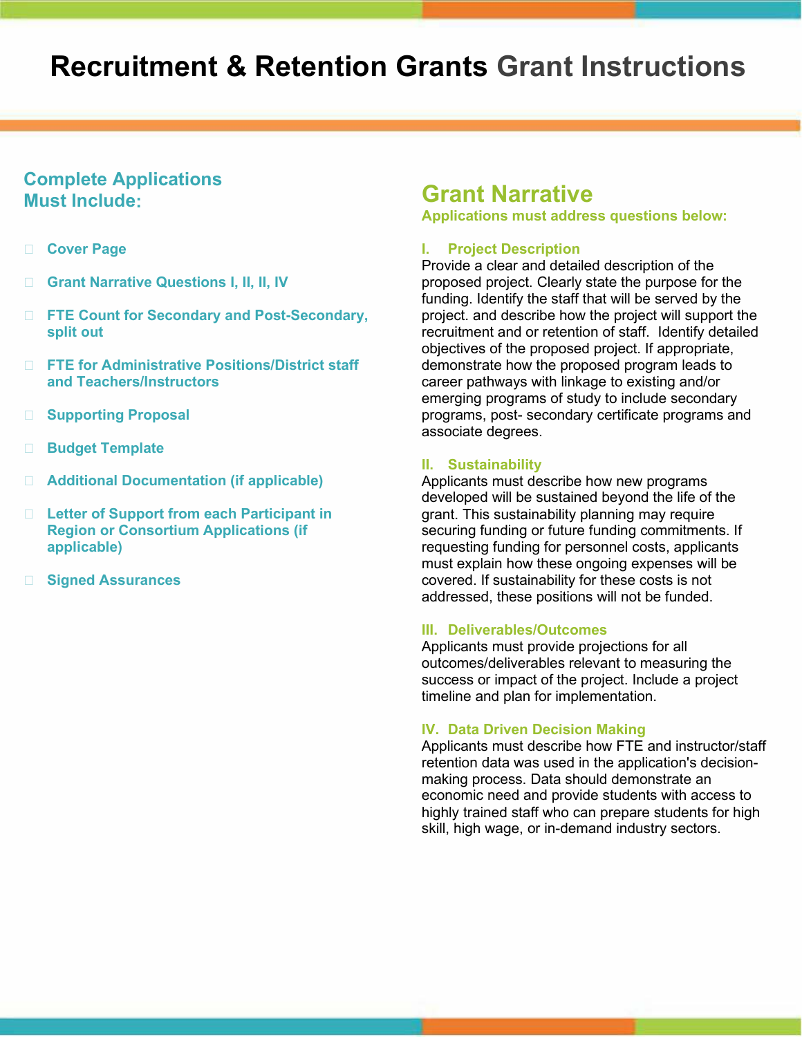# Recruitment & Retention Grants Grant Instructions

## Complete Applications Must Include:

- Cover Page
- Grant Narrative Questions I, II, II, IV
- FTE Count for Secondary and Post-Secondary, split out
- FTE for Administrative Positions/District staff and Teachers/Instructors
- Supporting Proposal
- Budget Template
- Additional Documentation (if applicable)
- Letter of Support from each Participant in Region or Consortium Applications (if applicable)
- Signed Assurances

## Grant Narrative

**Applications must address questions below:**

### I. Project Description

Provide a clear and detailed description of the proposed project. Clearly state the purpose for the funding. Identify the staff that will be served by the project. and describe how the project will support the recruitment and or retention of staff. Identify detailed objectives of the proposed project. If appropriate, demonstrate how the proposed program leads to career pathways with linkage to existing and/or emerging programs of study to include secondary programs, post- secondary certificate programs and associate degrees.

### II. Sustainability

Applicants must describe how new programs developed will be sustained beyond the life of the grant. This sustainability planning may require securing funding or future funding commitments. If requesting funding for personnel costs, applicants must explain how these ongoing expenses will be covered. If sustainability for these costs is not addressed, these positions will not be funded.

### III. Deliverables/Outcomes

Applicants must provide projections for all outcomes/deliverables relevant to measuring the success or impact of the project. Include a project timeline and plan for implementation.

### IV. Data Driven Decision Making

Applicants must describe how FTE and instructor/staff retention data was used in the application's decision-making process. Data should demonstrate an economic need and provide students with access to highly trained staff who can prepare students for high skill, high wage, or in-demand industry sectors.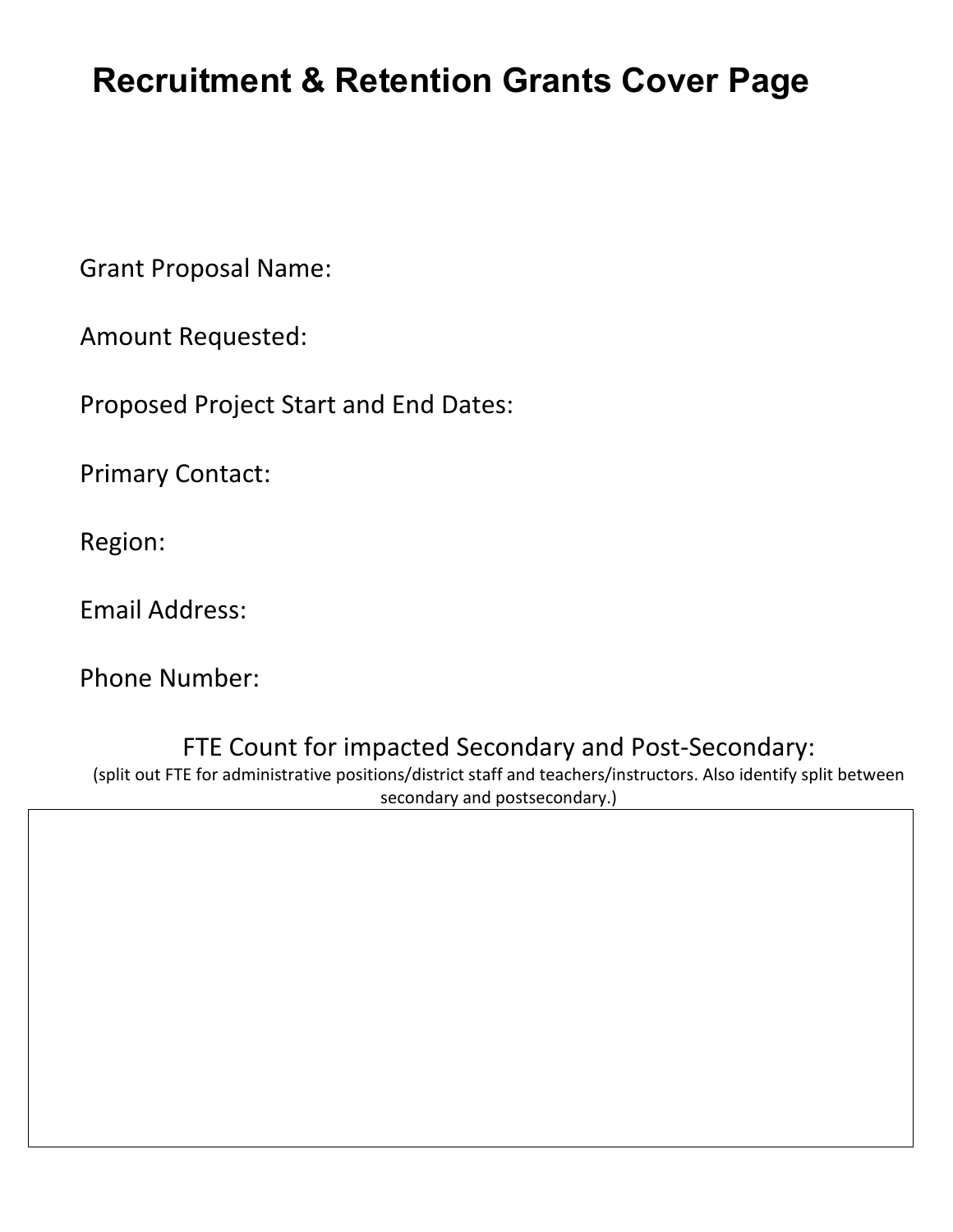# Recruitment & Retention Grants Cover Page

Grant Proposal Name:

Amount Requested:

Proposed Project Start and End Dates:

Primary Contact:

Region:

Email Address:

Phone Number:

FTE Count for impacted Secondary and Post-Secondary:

(split out FTE for administrative positions/district staff and teachers/instructors. Also identify split between secondary and postsecondary.)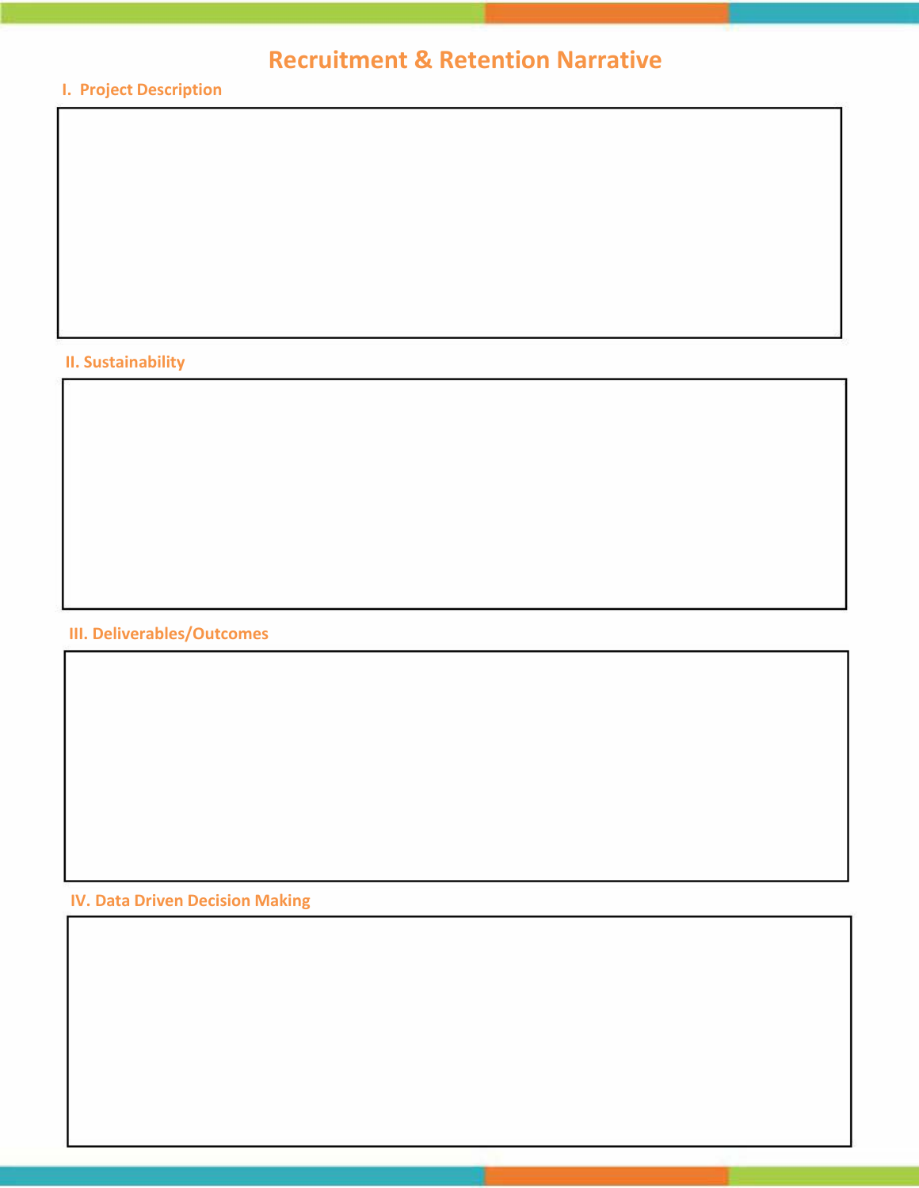# Recruitment & Retention Narrative

## I. Project Description

## II. Sustainability

## III. Deliverables/Outcomes

## IV. Data Driven Decision Making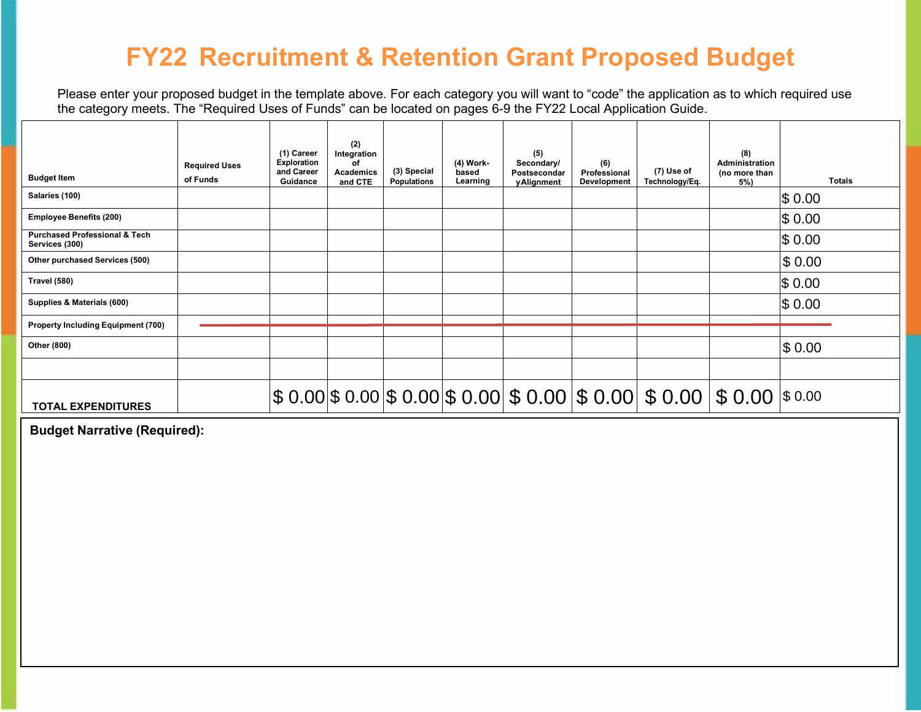# FY22 Recruitment & Retention Grant Proposed Budget

Please enter your proposed budget in the template above. For each category you will want to "code" the application as to which required use the category meets. The "Required Uses of Funds" can be located on pages 6-9 the FY22 Local Application Guide.

| Budget Item | Required Uses of Funds | (1) Career Exploration and Career Guidance | (2) Integration of Academics and CTE | (3) Special Populations | (4) Work-based Learning | (5) Secondary/ Postsecondary Alignment | (6) Professional Development | (7) Use of Technology/Eq. | (8) Administration (no more than 5%) | Totals |
|---|---|---|---|---|---|---|---|---|---|---|
| Salaries (100) | | | | | | | | | | $ 0.00 |
| Employee Benefits (200) | | | | | | | | | | $ 0.00 |
| Purchased Professional & Tech Services (300) | | | | | | | | | | $ 0.00 |
| Other purchased Services (500) | | | | | | | | | | $ 0.00 |
| Travel (580) | | | | | | | | | | $ 0.00 |
| Supplies & Materials (600) | | | | | | | | | | $ 0.00 |
| Property Including Equipment (700) | | | | | | | | | | |
| Other (800) | | | | | | | | | | $ 0.00 |
| | | | | | | | | | | |
| TOTAL EXPENDITURES | | $ 0.00 | $ 0.00 | $ 0.00 | $ 0.00 | $ 0.00 | $ 0.00 | $ 0.00 | $ 0.00 | $ 0.00 |

**Budget Narrative (Required):**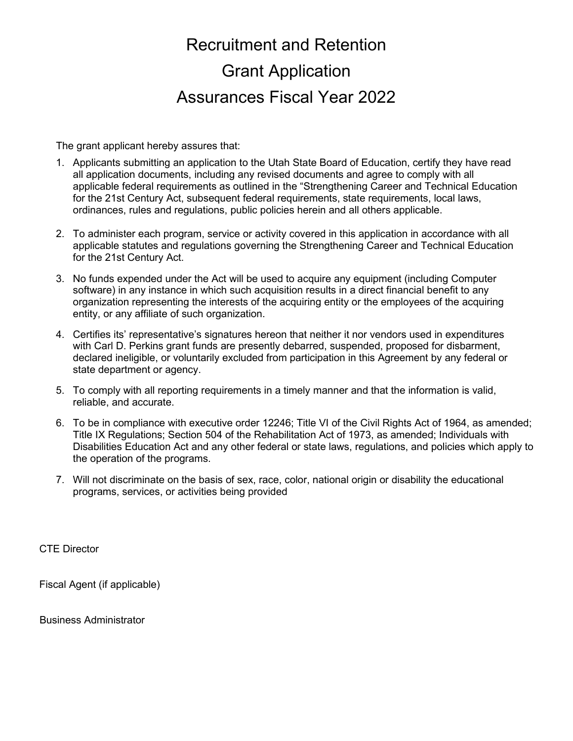# Recruitment and Retention Grant Application Assurances Fiscal Year 2022

The grant applicant hereby assures that:

1. Applicants submitting an application to the Utah State Board of Education, certify they have read all application documents, including any revised documents and agree to comply with all applicable federal requirements as outlined in the "Strengthening Career and Technical Education for the 21st Century Act, subsequent federal requirements, state requirements, local laws, ordinances, rules and regulations, public policies herein and all others applicable.
2. To administer each program, service or activity covered in this application in accordance with all applicable statutes and regulations governing the Strengthening Career and Technical Education for the 21st Century Act.
3. No funds expended under the Act will be used to acquire any equipment (including Computer software) in any instance in which such acquisition results in a direct financial benefit to any organization representing the interests of the acquiring entity or the employees of the acquiring entity, or any affiliate of such organization.
4. Certifies its' representative's signatures hereon that neither it nor vendors used in expenditures with Carl D. Perkins grant funds are presently debarred, suspended, proposed for disbarment, declared ineligible, or voluntarily excluded from participation in this Agreement by any federal or state department or agency.
5. To comply with all reporting requirements in a timely manner and that the information is valid, reliable, and accurate.
6. To be in compliance with executive order 12246; Title VI of the Civil Rights Act of 1964, as amended; Title IX Regulations; Section 504 of the Rehabilitation Act of 1973, as amended; Individuals with Disabilities Education Act and any other federal or state laws, regulations, and policies which apply to the operation of the programs.
7. Will not discriminate on the basis of sex, race, color, national origin or disability the educational programs, services, or activities being provided

CTE Director

Fiscal Agent (if applicable)

Business Administrator